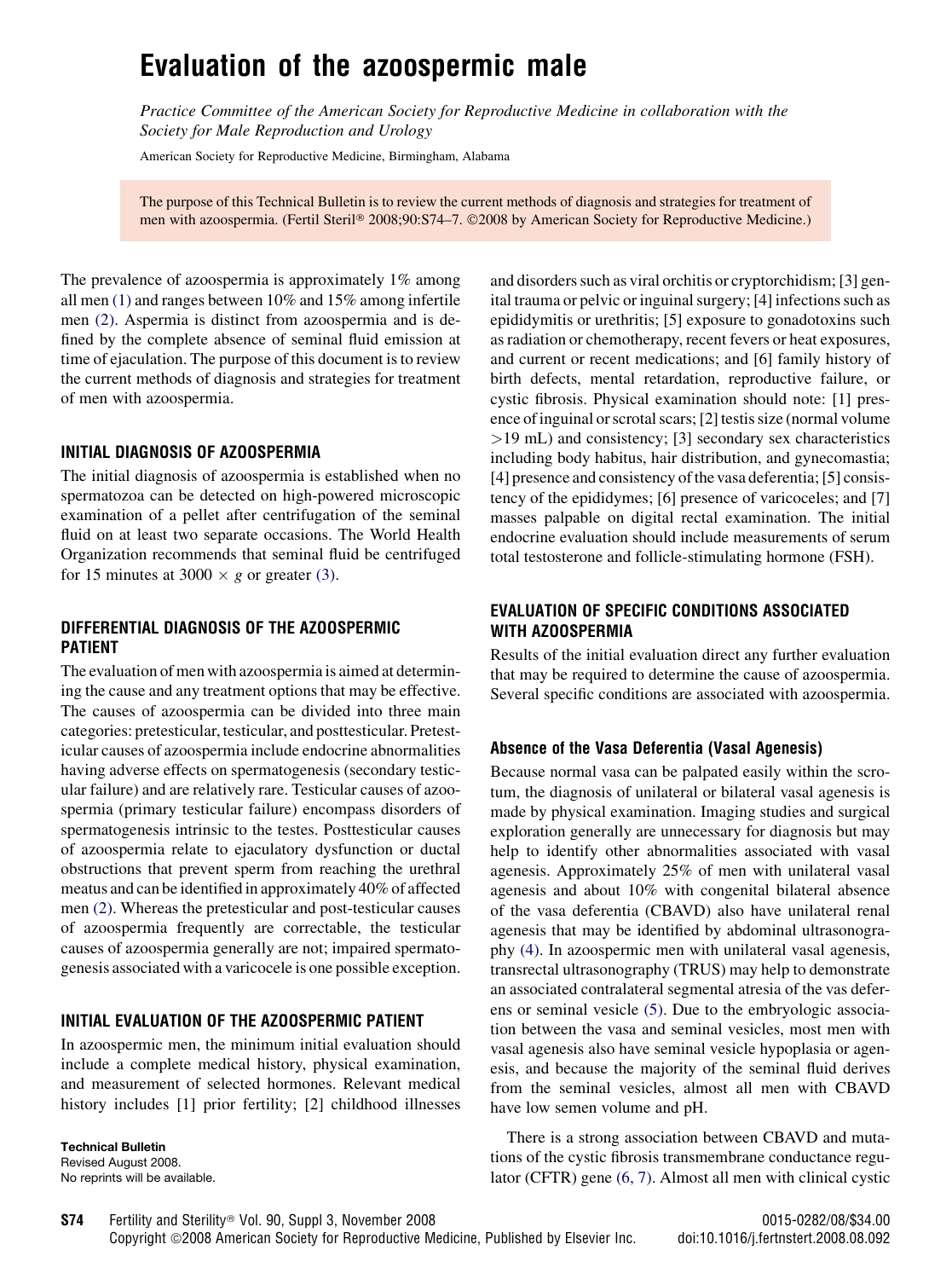# Evaluation of the azoospermic male

*Practice Committee of the American Society for Reproductive Medicine in collaboration with the Society for Male Reproduction and Urology*

American Society for Reproductive Medicine, Birmingham, Alabama

The purpose of this Technical Bulletin is to review the current methods of diagnosis and strategies for treatment of men with azoospermia. (Fertil Steril® 2008;90:S74–7. ©2008 by American Society for Reproductive Medicine.)

The prevalence of azoospermia is approximately 1% among all men (1) and ranges between 10% and 15% among infertile men (2). Aspermia is distinct from azoospermia and is defined by the complete absence of seminal fluid emission at time of ejaculation. The purpose of this document is to review the current methods of diagnosis and strategies for treatment of men with azoospermia.

## INITIAL DIAGNOSIS OF AZOOSPERMIA

The initial diagnosis of azoospermia is established when no spermatozoa can be detected on high-powered microscopic examination of a pellet after centrifugation of the seminal fluid on at least two separate occasions. The World Health Organization recommends that seminal fluid be centrifuged for 15 minutes at $3000 \times g$ or greater (3).

## DIFFERENTIAL DIAGNOSIS OF THE AZOOSPERMIC PATIENT

The evaluation of men with azoospermia is aimed at determining the cause and any treatment options that may be effective. The causes of azoospermia can be divided into three main categories: pretesticular, testicular, and posttesticular. Pretesticular causes of azoospermia include endocrine abnormalities having adverse effects on spermatogenesis (secondary testicular failure) and are relatively rare. Testicular causes of azoospermia (primary testicular failure) encompass disorders of spermatogenesis intrinsic to the testes. Posttesticular causes of azoospermia relate to ejaculatory dysfunction or ductal obstructions that prevent sperm from reaching the urethral meatus and can be identified in approximately 40% of affected men (2). Whereas the pretesticular and post-testicular causes of azoospermia frequently are correctable, the testicular causes of azoospermia generally are not; impaired spermatogenesis associated with a varicocele is one possible exception.

## INITIAL EVALUATION OF THE AZOOSPERMIC PATIENT

In azoospermic men, the minimum initial evaluation should include a complete medical history, physical examination, and measurement of selected hormones. Relevant medical history includes [1] prior fertility; [2] childhood illnesses and disorders such as viral orchitis or cryptorchidism; [3] genital trauma or pelvic or inguinal surgery; [4] infections such as epididymitis or urethritis; [5] exposure to gonadotoxins such as radiation or chemotherapy, recent fevers or heat exposures, and current or recent medications; and [6] family history of birth defects, mental retardation, reproductive failure, or cystic fibrosis. Physical examination should note: [1] presence of inguinal or scrotal scars; [2] testis size (normal volume >19 mL) and consistency; [3] secondary sex characteristics including body habitus, hair distribution, and gynecomastia; [4] presence and consistency of the vasa deferentia; [5] consistency of the epididymes; [6] presence of varicoceles; and [7] masses palpable on digital rectal examination. The initial endocrine evaluation should include measurements of serum total testosterone and follicle-stimulating hormone (FSH).

## EVALUATION OF SPECIFIC CONDITIONS ASSOCIATED WITH AZOOSPERMIA

Results of the initial evaluation direct any further evaluation that may be required to determine the cause of azoospermia. Several specific conditions are associated with azoospermia.

### Absence of the Vasa Deferentia (Vasal Agenesis)

Because normal vasa can be palpated easily within the scrotum, the diagnosis of unilateral or bilateral vasal agenesis is made by physical examination. Imaging studies and surgical exploration generally are unnecessary for diagnosis but may help to identify other abnormalities associated with vasal agenesis. Approximately 25% of men with unilateral vasal agenesis and about 10% with congenital bilateral absence of the vasa deferentia (CBAVD) also have unilateral renal agenesis that may be identified by abdominal ultrasonography (4). In azoospermic men with unilateral vasal agenesis, transrectal ultrasonography (TRUS) may help to demonstrate an associated contralateral segmental atresia of the vas deferens or seminal vesicle (5). Due to the embryologic association between the vasa and seminal vesicles, most men with vasal agenesis also have seminal vesicle hypoplasia or agenesis, and because the majority of the seminal fluid derives from the seminal vesicles, almost all men with CBAVD have low semen volume and pH.

There is a strong association between CBAVD and mutations of the cystic fibrosis transmembrane conductance regulator (CFTR) gene (6, 7). Almost all men with clinical cystic

**Technical Bulletin**
Revised August 2008.
No reprints will be available.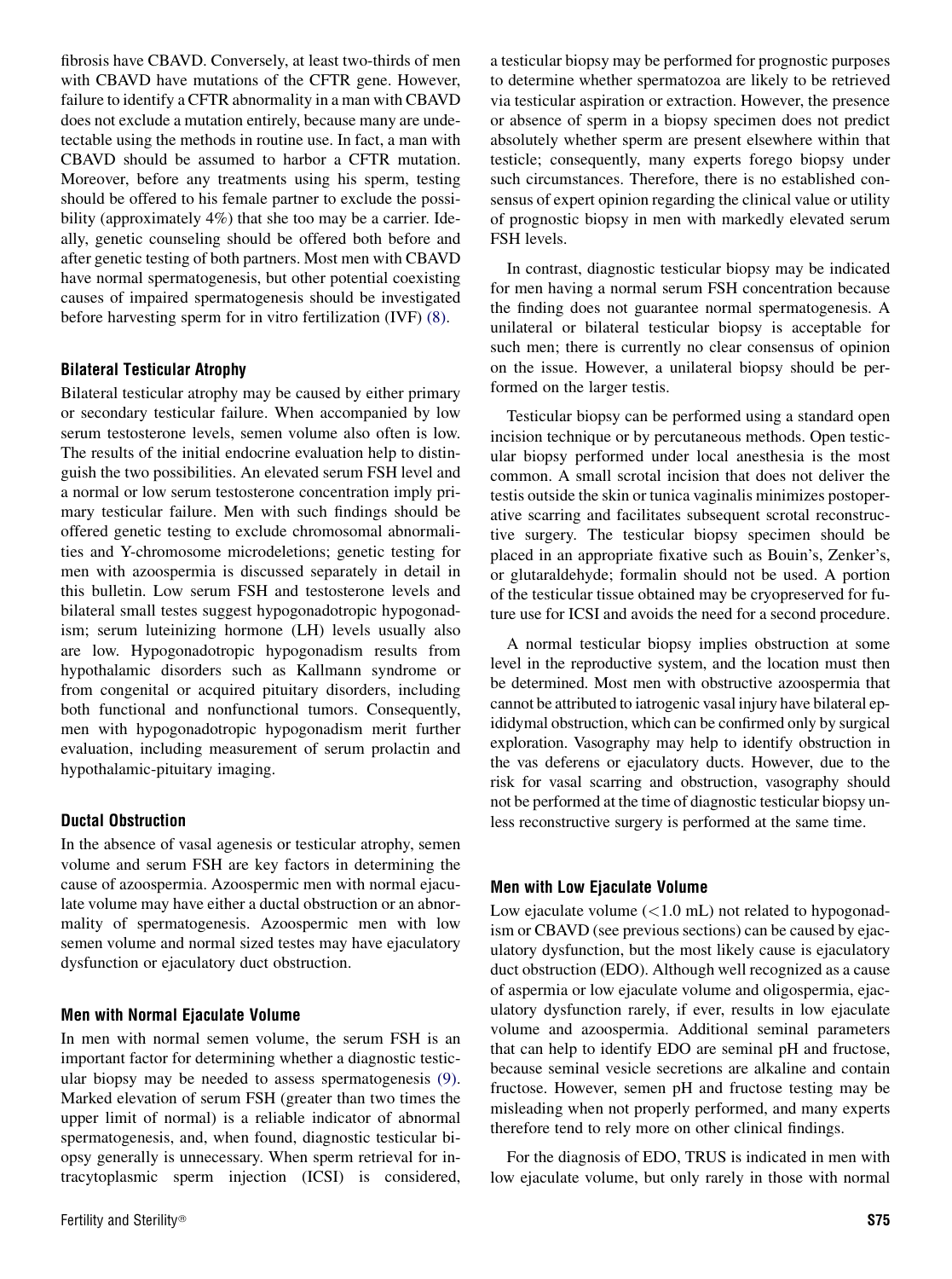fibrosis have CBAVD. Conversely, at least two-thirds of men with CBAVD have mutations of the CFTR gene. However, failure to identify a CFTR abnormality in a man with CBAVD does not exclude a mutation entirely, because many are undetectable using the methods in routine use. In fact, a man with CBAVD should be assumed to harbor a CFTR mutation. Moreover, before any treatments using his sperm, testing should be offered to his female partner to exclude the possibility (approximately 4%) that she too may be a carrier. Ideally, genetic counseling should be offered both before and after genetic testing of both partners. Most men with CBAVD have normal spermatogenesis, but other potential coexisting causes of impaired spermatogenesis should be investigated before harvesting sperm for in vitro fertilization (IVF) (8).

### Bilateral Testicular Atrophy

Bilateral testicular atrophy may be caused by either primary or secondary testicular failure. When accompanied by low serum testosterone levels, semen volume also often is low. The results of the initial endocrine evaluation help to distinguish the two possibilities. An elevated serum FSH level and a normal or low serum testosterone concentration imply primary testicular failure. Men with such findings should be offered genetic testing to exclude chromosomal abnormalities and Y-chromosome microdeletions; genetic testing for men with azoospermia is discussed separately in detail in this bulletin. Low serum FSH and testosterone levels and bilateral small testes suggest hypogonadotropic hypogonadism; serum luteinizing hormone (LH) levels usually also are low. Hypogonadotropic hypogonadism results from hypothalamic disorders such as Kallmann syndrome or from congenital or acquired pituitary disorders, including both functional and nonfunctional tumors. Consequently, men with hypogonadotropic hypogonadism merit further evaluation, including measurement of serum prolactin and hypothalamic-pituitary imaging.

### Ductal Obstruction

In the absence of vasal agenesis or testicular atrophy, semen volume and serum FSH are key factors in determining the cause of azoospermia. Azoospermic men with normal ejaculate volume may have either a ductal obstruction or an abnormality of spermatogenesis. Azoospermic men with low semen volume and normal sized testes may have ejaculatory dysfunction or ejaculatory duct obstruction.

### Men with Normal Ejaculate Volume

In men with normal semen volume, the serum FSH is an important factor for determining whether a diagnostic testicular biopsy may be needed to assess spermatogenesis (9). Marked elevation of serum FSH (greater than two times the upper limit of normal) is a reliable indicator of abnormal spermatogenesis, and, when found, diagnostic testicular biopsy generally is unnecessary. When sperm retrieval for intracytoplasmic sperm injection (ICSI) is considered, a testicular biopsy may be performed for prognostic purposes to determine whether spermatozoa are likely to be retrieved via testicular aspiration or extraction. However, the presence or absence of sperm in a biopsy specimen does not predict absolutely whether sperm are present elsewhere within that testicle; consequently, many experts forego biopsy under such circumstances. Therefore, there is no established consensus of expert opinion regarding the clinical value or utility of prognostic biopsy in men with markedly elevated serum FSH levels.

In contrast, diagnostic testicular biopsy may be indicated for men having a normal serum FSH concentration because the finding does not guarantee normal spermatogenesis. A unilateral or bilateral testicular biopsy is acceptable for such men; there is currently no clear consensus of opinion on the issue. However, a unilateral biopsy should be performed on the larger testis.

Testicular biopsy can be performed using a standard open incision technique or by percutaneous methods. Open testicular biopsy performed under local anesthesia is the most common. A small scrotal incision that does not deliver the testis outside the skin or tunica vaginalis minimizes postoperative scarring and facilitates subsequent scrotal reconstructive surgery. The testicular biopsy specimen should be placed in an appropriate fixative such as Bouin's, Zenker's, or glutaraldehyde; formalin should not be used. A portion of the testicular tissue obtained may be cryopreserved for future use for ICSI and avoids the need for a second procedure.

A normal testicular biopsy implies obstruction at some level in the reproductive system, and the location must then be determined. Most men with obstructive azoospermia that cannot be attributed to iatrogenic vasal injury have bilateral epididymal obstruction, which can be confirmed only by surgical exploration. Vasography may help to identify obstruction in the vas deferens or ejaculatory ducts. However, due to the risk for vasal scarring and obstruction, vasography should not be performed at the time of diagnostic testicular biopsy unless reconstructive surgery is performed at the same time.

### Men with Low Ejaculate Volume

Low ejaculate volume (<1.0 mL) not related to hypogonadism or CBAVD (see previous sections) can be caused by ejaculatory dysfunction, but the most likely cause is ejaculatory duct obstruction (EDO). Although well recognized as a cause of aspermia or low ejaculate volume and oligospermia, ejaculatory dysfunction rarely, if ever, results in low ejaculate volume and azoospermia. Additional seminal parameters that can help to identify EDO are seminal pH and fructose, because seminal vesicle secretions are alkaline and contain fructose. However, semen pH and fructose testing may be misleading when not properly performed, and many experts therefore tend to rely more on other clinical findings.

For the diagnosis of EDO, TRUS is indicated in men with low ejaculate volume, but only rarely in those with normal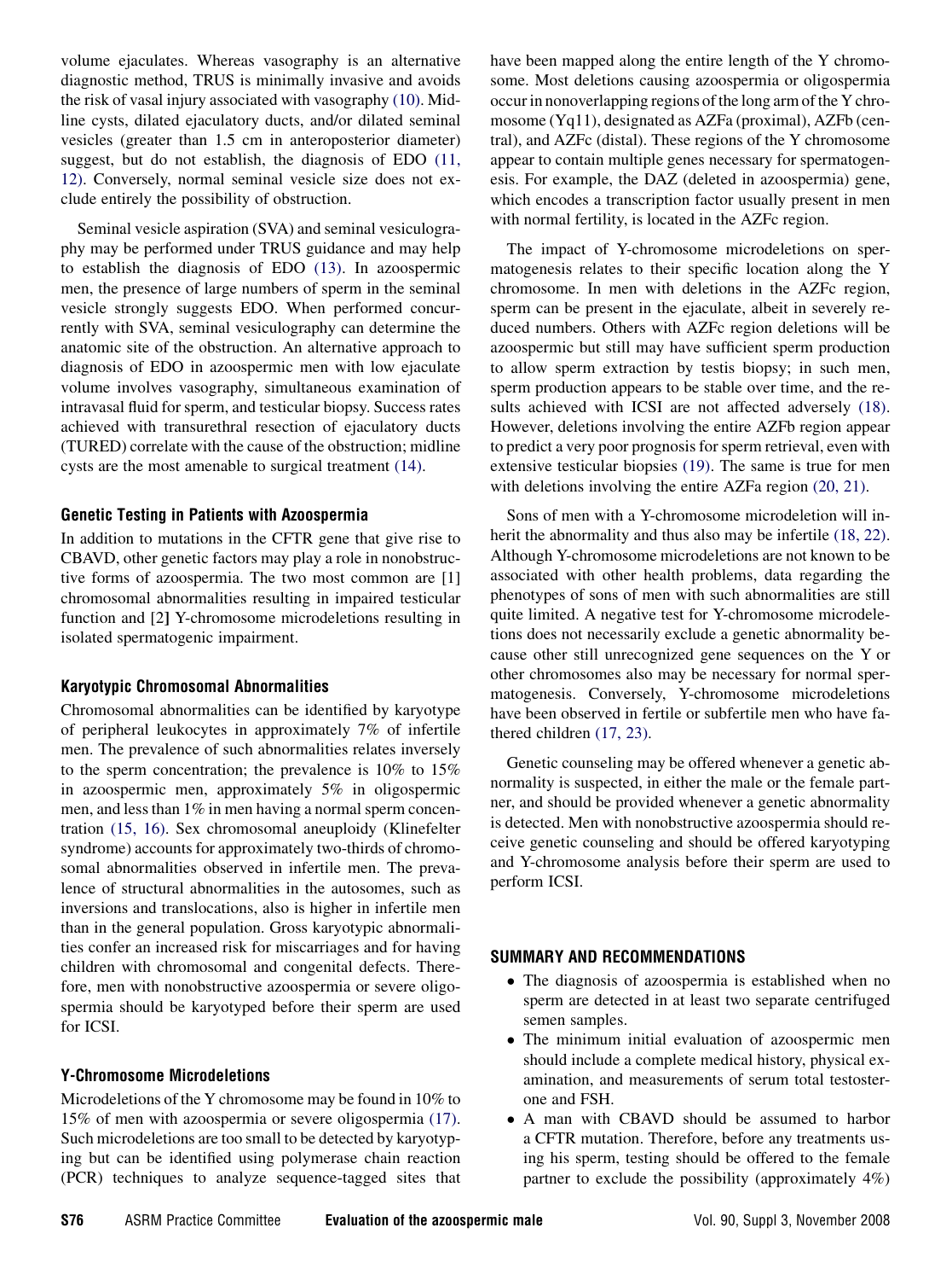volume ejaculates. Whereas vasography is an alternative diagnostic method, TRUS is minimally invasive and avoids the risk of vasal injury associated with vasography (10). Midline cysts, dilated ejaculatory ducts, and/or dilated seminal vesicles (greater than 1.5 cm in anteroposterior diameter) suggest, but do not establish, the diagnosis of EDO (11, 12). Conversely, normal seminal vesicle size does not exclude entirely the possibility of obstruction.

Seminal vesicle aspiration (SVA) and seminal vesiculography may be performed under TRUS guidance and may help to establish the diagnosis of EDO (13). In azoospermic men, the presence of large numbers of sperm in the seminal vesicle strongly suggests EDO. When performed concurrently with SVA, seminal vesiculography can determine the anatomic site of the obstruction. An alternative approach to diagnosis of EDO in azoospermic men with low ejaculate volume involves vasography, simultaneous examination of intravasal fluid for sperm, and testicular biopsy. Success rates achieved with transurethral resection of ejaculatory ducts (TURED) correlate with the cause of the obstruction; midline cysts are the most amenable to surgical treatment (14).

### Genetic Testing in Patients with Azoospermia

In addition to mutations in the CFTR gene that give rise to CBAVD, other genetic factors may play a role in nonobstructive forms of azoospermia. The two most common are [1] chromosomal abnormalities resulting in impaired testicular function and [2] Y-chromosome microdeletions resulting in isolated spermatogenic impairment.

### Karyotypic Chromosomal Abnormalities

Chromosomal abnormalities can be identified by karyotype of peripheral leukocytes in approximately 7% of infertile men. The prevalence of such abnormalities relates inversely to the sperm concentration; the prevalence is 10% to 15% in azoospermic men, approximately 5% in oligospermic men, and less than 1% in men having a normal sperm concentration (15, 16). Sex chromosomal aneuploidy (Klinefelter syndrome) accounts for approximately two-thirds of chromosomal abnormalities observed in infertile men. The prevalence of structural abnormalities in the autosomes, such as inversions and translocations, also is higher in infertile men than in the general population. Gross karyotypic abnormalities confer an increased risk for miscarriages and for having children with chromosomal and congenital defects. Therefore, men with nonobstructive azoospermia or severe oligospermia should be karyotyped before their sperm are used for ICSI.

### Y-Chromosome Microdeletions

Microdeletions of the Y chromosome may be found in 10% to 15% of men with azoospermia or severe oligospermia (17). Such microdeletions are too small to be detected by karyotyping but can be identified using polymerase chain reaction (PCR) techniques to analyze sequence-tagged sites that have been mapped along the entire length of the Y chromosome. Most deletions causing azoospermia or oligospermia occur in nonoverlapping regions of the long arm of the Y chromosome (Yq11), designated as AZFa (proximal), AZFb (central), and AZFc (distal). These regions of the Y chromosome appear to contain multiple genes necessary for spermatogenesis. For example, the DAZ (deleted in azoospermia) gene, which encodes a transcription factor usually present in men with normal fertility, is located in the AZFc region.

The impact of Y-chromosome microdeletions on spermatogenesis relates to their specific location along the Y chromosome. In men with deletions in the AZFc region, sperm can be present in the ejaculate, albeit in severely reduced numbers. Others with AZFc region deletions will be azoospermic but still may have sufficient sperm production to allow sperm extraction by testis biopsy; in such men, sperm production appears to be stable over time, and the results achieved with ICSI are not affected adversely (18). However, deletions involving the entire AZFb region appear to predict a very poor prognosis for sperm retrieval, even with extensive testicular biopsies (19). The same is true for men with deletions involving the entire AZFa region (20, 21).

Sons of men with a Y-chromosome microdeletion will inherit the abnormality and thus also may be infertile (18, 22). Although Y-chromosome microdeletions are not known to be associated with other health problems, data regarding the phenotypes of sons of men with such abnormalities are still quite limited. A negative test for Y-chromosome microdeletions does not necessarily exclude a genetic abnormality because other still unrecognized gene sequences on the Y or other chromosomes also may be necessary for normal spermatogenesis. Conversely, Y-chromosome microdeletions have been observed in fertile or subfertile men who have fathered children (17, 23).

Genetic counseling may be offered whenever a genetic abnormality is suspected, in either the male or the female partner, and should be provided whenever a genetic abnormality is detected. Men with nonobstructive azoospermia should receive genetic counseling and should be offered karyotyping and Y-chromosome analysis before their sperm are used to perform ICSI.

## SUMMARY AND RECOMMENDATIONS

- The diagnosis of azoospermia is established when no sperm are detected in at least two separate centrifuged semen samples.
- The minimum initial evaluation of azoospermic men should include a complete medical history, physical examination, and measurements of serum total testosterone and FSH.
- A man with CBAVD should be assumed to harbor a CFTR mutation. Therefore, before any treatments using his sperm, testing should be offered to the female partner to exclude the possibility (approximately 4%)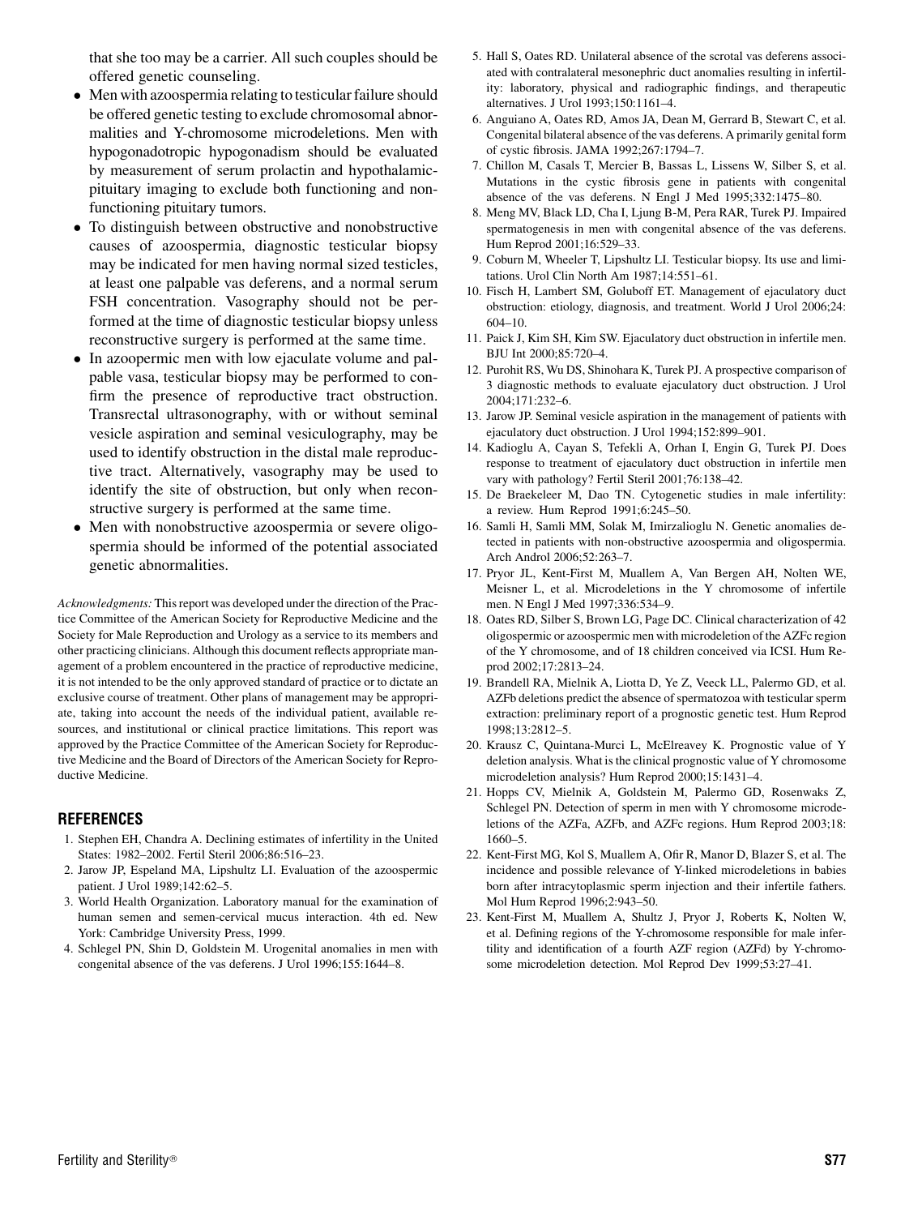that she too may be a carrier. All such couples should be offered genetic counseling.

- Men with azoospermia relating to testicular failure should be offered genetic testing to exclude chromosomal abnormalities and Y-chromosome microdeletions. Men with hypogonadotropic hypogonadism should be evaluated by measurement of serum prolactin and hypothalamic-pituitary imaging to exclude both functioning and nonfunctioning pituitary tumors.
- To distinguish between obstructive and nonobstructive causes of azoospermia, diagnostic testicular biopsy may be indicated for men having normal sized testicles, at least one palpable vas deferens, and a normal serum FSH concentration. Vasography should not be performed at the time of diagnostic testicular biopsy unless reconstructive surgery is performed at the same time.
- In azoopermic men with low ejaculate volume and palpable vasa, testicular biopsy may be performed to confirm the presence of reproductive tract obstruction. Transrectal ultrasonography, with or without seminal vesicle aspiration and seminal vesiculography, may be used to identify obstruction in the distal male reproductive tract. Alternatively, vasography may be used to identify the site of obstruction, but only when reconstructive surgery is performed at the same time.
- Men with nonobstructive azoospermia or severe oligospermia should be informed of the potential associated genetic abnormalities.

*Acknowledgments:* This report was developed under the direction of the Practice Committee of the American Society for Reproductive Medicine and the Society for Male Reproduction and Urology as a service to its members and other practicing clinicians. Although this document reflects appropriate management of a problem encountered in the practice of reproductive medicine, it is not intended to be the only approved standard of practice or to dictate an exclusive course of treatment. Other plans of management may be appropriate, taking into account the needs of the individual patient, available resources, and institutional or clinical practice limitations. This report was approved by the Practice Committee of the American Society for Reproductive Medicine and the Board of Directors of the American Society for Reproductive Medicine.

## REFERENCES

1. Stephen EH, Chandra A. Declining estimates of infertility in the United States: 1982–2002. Fertil Steril 2006;86:516–23.
2. Jarow JP, Espeland MA, Lipshultz LI. Evaluation of the azoospermic patient. J Urol 1989;142:62–5.
3. World Health Organization. Laboratory manual for the examination of human semen and semen-cervical mucus interaction. 4th ed. New York: Cambridge University Press, 1999.
4. Schlegel PN, Shin D, Goldstein M. Urogenital anomalies in men with congenital absence of the vas deferens. J Urol 1996;155:1644–8.
5. Hall S, Oates RD. Unilateral absence of the scrotal vas deferens associated with contralateral mesonephric duct anomalies resulting in infertility: laboratory, physical and radiographic findings, and therapeutic alternatives. J Urol 1993;150:1161–4.
6. Anguiano A, Oates RD, Amos JA, Dean M, Gerrard B, Stewart C, et al. Congenital bilateral absence of the vas deferens. A primarily genital form of cystic fibrosis. JAMA 1992;267:1794–7.
7. Chillon M, Casals T, Mercier B, Bassas L, Lissens W, Silber S, et al. Mutations in the cystic fibrosis gene in patients with congenital absence of the vas deferens. N Engl J Med 1995;332:1475–80.
8. Meng MV, Black LD, Cha I, Ljung B-M, Pera RAR, Turek PJ. Impaired spermatogenesis in men with congenital absence of the vas deferens. Hum Reprod 2001;16:529–33.
9. Coburn M, Wheeler T, Lipshultz LI. Testicular biopsy. Its use and limitations. Urol Clin North Am 1987;14:551–61.
10. Fisch H, Lambert SM, Goluboff ET. Management of ejaculatory duct obstruction: etiology, diagnosis, and treatment. World J Urol 2006;24:604–10.
11. Paick J, Kim SH, Kim SW. Ejaculatory duct obstruction in infertile men. BJU Int 2000;85:720–4.
12. Purohit RS, Wu DS, Shinohara K, Turek PJ. A prospective comparison of 3 diagnostic methods to evaluate ejaculatory duct obstruction. J Urol 2004;171:232–6.
13. Jarow JP. Seminal vesicle aspiration in the management of patients with ejaculatory duct obstruction. J Urol 1994;152:899–901.
14. Kadioglu A, Cayan S, Tefekli A, Orhan I, Engin G, Turek PJ. Does response to treatment of ejaculatory duct obstruction in infertile men vary with pathology? Fertil Steril 2001;76:138–42.
15. De Braekeleer M, Dao TN. Cytogenetic studies in male infertility: a review. Hum Reprod 1991;6:245–50.
16. Samli H, Samli MM, Solak M, Imirzalioglu N. Genetic anomalies detected in patients with non-obstructive azoospermia and oligospermia. Arch Androl 2006;52:263–7.
17. Pryor JL, Kent-First M, Muallem A, Van Bergen AH, Nolten WE, Meisner L, et al. Microdeletions in the Y chromosome of infertile men. N Engl J Med 1997;336:534–9.
18. Oates RD, Silber S, Brown LG, Page DC. Clinical characterization of 42 oligospermic or azoospermic men with microdeletion of the AZFc region of the Y chromosome, and of 18 children conceived via ICSI. Hum Reprod 2002;17:2813–24.
19. Brandell RA, Mielnik A, Liotta D, Ye Z, Veeck LL, Palermo GD, et al. AZFb deletions predict the absence of spermatozoa with testicular sperm extraction: preliminary report of a prognostic genetic test. Hum Reprod 1998;13:2812–5.
20. Krausz C, Quintana-Murci L, McElreavey K. Prognostic value of Y deletion analysis. What is the clinical prognostic value of Y chromosome microdeletion analysis? Hum Reprod 2000;15:1431–4.
21. Hopps CV, Mielnik A, Goldstein M, Palermo GD, Rosenwaks Z, Schlegel PN. Detection of sperm in men with Y chromosome microdeletions of the AZFa, AZFb, and AZFc regions. Hum Reprod 2003;18:1660–5.
22. Kent-First MG, Kol S, Muallem A, Ofir R, Manor D, Blazer S, et al. The incidence and possible relevance of Y-linked microdeletions in babies born after intracytoplasmic sperm injection and their infertile fathers. Mol Hum Reprod 1996;2:943–50.
23. Kent-First M, Muallem A, Shultz J, Pryor J, Roberts K, Nolten W, et al. Defining regions of the Y-chromosome responsible for male infertility and identification of a fourth AZF region (AZFd) by Y-chromosome microdeletion detection. Mol Reprod Dev 1999;53:27–41.